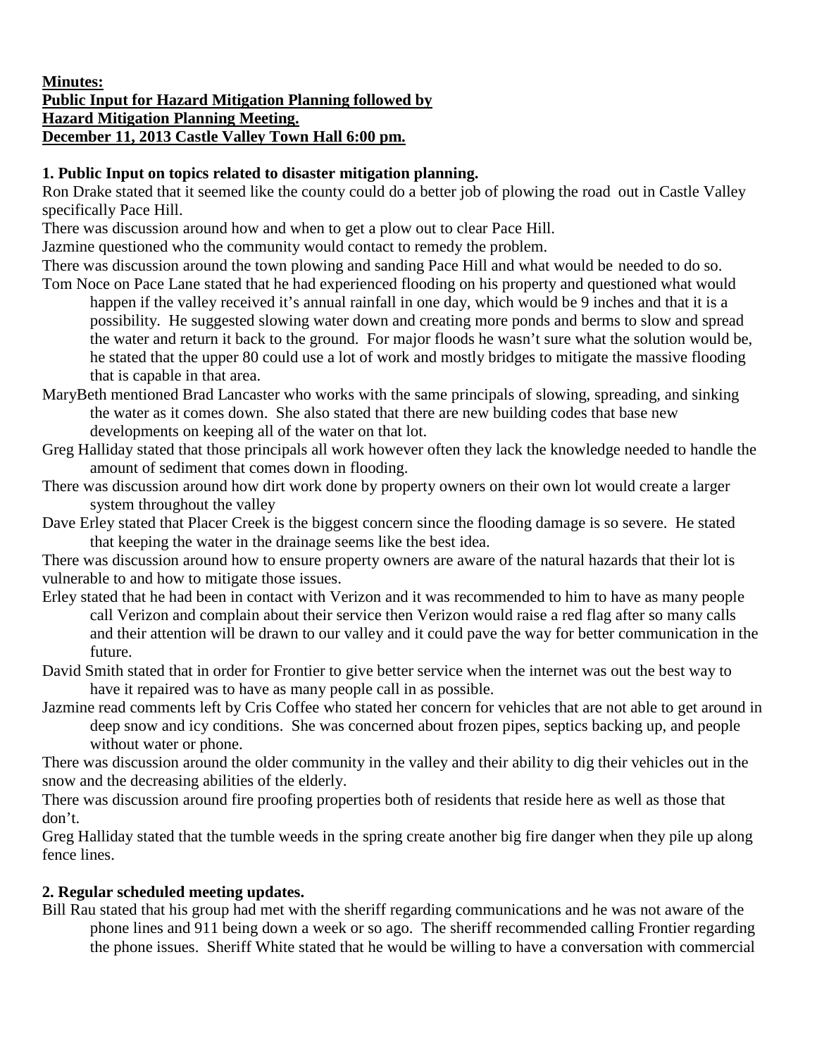**Minutes:**
**Public Input for Hazard Mitigation Planning followed by**
**Hazard Mitigation Planning Meeting.**
**December 11, 2013 Castle Valley Town Hall 6:00 pm.**

**1. Public Input on topics related to disaster mitigation planning.**

Ron Drake stated that it seemed like the county could do a better job of plowing the road out in Castle Valley specifically Pace Hill.

There was discussion around how and when to get a plow out to clear Pace Hill.

Jazmine questioned who the community would contact to remedy the problem.

There was discussion around the town plowing and sanding Pace Hill and what would be needed to do so.

Tom Noce on Pace Lane stated that he had experienced flooding on his property and questioned what would happen if the valley received it's annual rainfall in one day, which would be 9 inches and that it is a possibility. He suggested slowing water down and creating more ponds and berms to slow and spread the water and return it back to the ground. For major floods he wasn't sure what the solution would be, he stated that the upper 80 could use a lot of work and mostly bridges to mitigate the massive flooding that is capable in that area.

MaryBeth mentioned Brad Lancaster who works with the same principals of slowing, spreading, and sinking the water as it comes down. She also stated that there are new building codes that base new developments on keeping all of the water on that lot.

Greg Halliday stated that those principals all work however often they lack the knowledge needed to handle the amount of sediment that comes down in flooding.

There was discussion around how dirt work done by property owners on their own lot would create a larger system throughout the valley

Dave Erley stated that Placer Creek is the biggest concern since the flooding damage is so severe. He stated that keeping the water in the drainage seems like the best idea.

There was discussion around how to ensure property owners are aware of the natural hazards that their lot is vulnerable to and how to mitigate those issues.

Erley stated that he had been in contact with Verizon and it was recommended to him to have as many people call Verizon and complain about their service then Verizon would raise a red flag after so many calls and their attention will be drawn to our valley and it could pave the way for better communication in the future.

David Smith stated that in order for Frontier to give better service when the internet was out the best way to have it repaired was to have as many people call in as possible.

Jazmine read comments left by Cris Coffee who stated her concern for vehicles that are not able to get around in deep snow and icy conditions. She was concerned about frozen pipes, septics backing up, and people without water or phone.

There was discussion around the older community in the valley and their ability to dig their vehicles out in the snow and the decreasing abilities of the elderly.

There was discussion around fire proofing properties both of residents that reside here as well as those that don't.

Greg Halliday stated that the tumble weeds in the spring create another big fire danger when they pile up along fence lines.

**2. Regular scheduled meeting updates.**

Bill Rau stated that his group had met with the sheriff regarding communications and he was not aware of the phone lines and 911 being down a week or so ago. The sheriff recommended calling Frontier regarding the phone issues. Sheriff White stated that he would be willing to have a conversation with commercial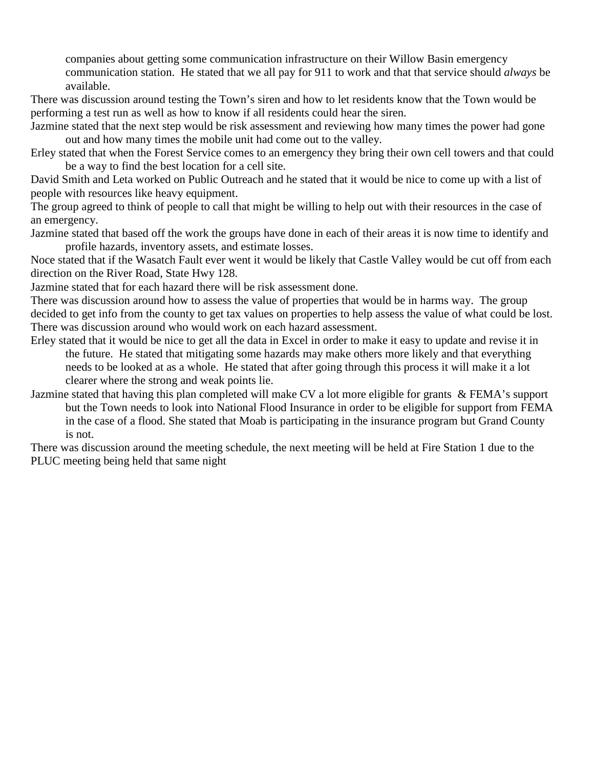companies about getting some communication infrastructure on their Willow Basin emergency communication station. He stated that we all pay for 911 to work and that that service should *always* be available.

There was discussion around testing the Town's siren and how to let residents know that the Town would be performing a test run as well as how to know if all residents could hear the siren.

Jazmine stated that the next step would be risk assessment and reviewing how many times the power had gone out and how many times the mobile unit had come out to the valley.

Erley stated that when the Forest Service comes to an emergency they bring their own cell towers and that could be a way to find the best location for a cell site.

David Smith and Leta worked on Public Outreach and he stated that it would be nice to come up with a list of people with resources like heavy equipment.

The group agreed to think of people to call that might be willing to help out with their resources in the case of an emergency.

Jazmine stated that based off the work the groups have done in each of their areas it is now time to identify and profile hazards, inventory assets, and estimate losses.

Noce stated that if the Wasatch Fault ever went it would be likely that Castle Valley would be cut off from each direction on the River Road, State Hwy 128.

Jazmine stated that for each hazard there will be risk assessment done.

There was discussion around how to assess the value of properties that would be in harms way. The group decided to get info from the county to get tax values on properties to help assess the value of what could be lost.

There was discussion around who would work on each hazard assessment.

Erley stated that it would be nice to get all the data in Excel in order to make it easy to update and revise it in the future. He stated that mitigating some hazards may make others more likely and that everything needs to be looked at as a whole. He stated that after going through this process it will make it a lot clearer where the strong and weak points lie.

Jazmine stated that having this plan completed will make CV a lot more eligible for grants & FEMA's support but the Town needs to look into National Flood Insurance in order to be eligible for support from FEMA in the case of a flood. She stated that Moab is participating in the insurance program but Grand County is not.

There was discussion around the meeting schedule, the next meeting will be held at Fire Station 1 due to the PLUC meeting being held that same night